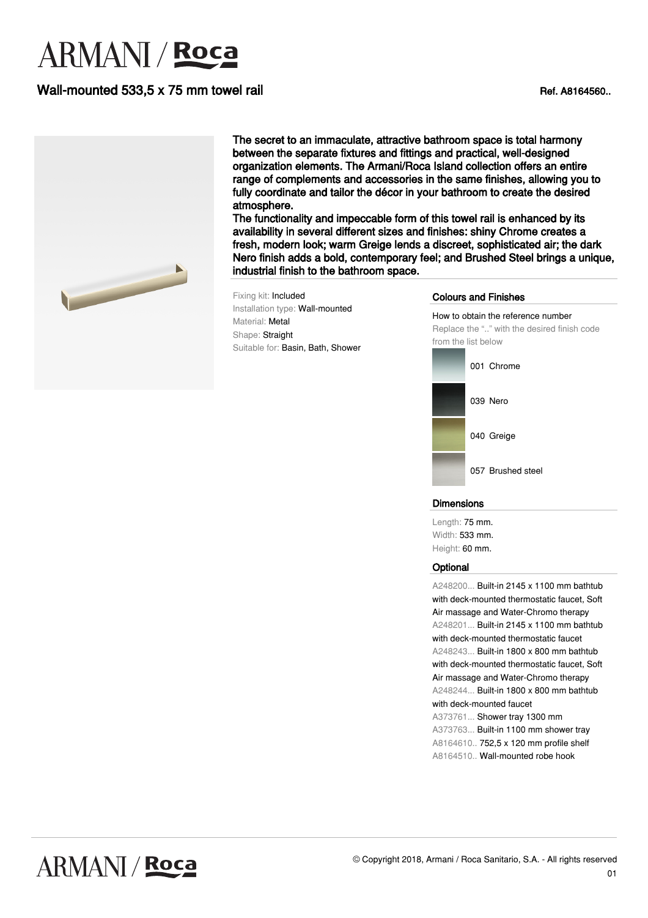# ARMANI / Roca

## Wall-mounted 533,5 x 75 mm towel rail

Ref. A8164560..

**The secret to an immaculate, attractive bathroom space is total harmony between the separate fixtures and fittings and practical, well-designed organization elements. The Armani/Roca Island collection offers an entire range of complements and accessories in the same finishes, allowing you to fully coordinate and tailor the décor in your bathroom to create the desired atmosphere.**
**The functionality and impeccable form of this towel rail is enhanced by its availability in several different sizes and finishes: shiny Chrome creates a fresh, modern look; warm Greige lends a discreet, sophisticated air; the dark Nero finish adds a bold, contemporary feel; and Brushed Steel brings a unique, industrial finish to the bathroom space.**

Fixing kit: Included
Installation type: Wall-mounted
Material: Metal
Shape: Straight
Suitable for: Basin, Bath, Shower

### Colours and Finishes

How to obtain the reference number
Replace the ".." with the desired finish code from the list below

- 001 Chrome
- 039 Nero
- 040 Greige
- 057 Brushed steel

### Dimensions

Length: 75 mm.
Width: 533 mm.
Height: 60 mm.

### Optional

- A248200... Built-in 2145 x 1100 mm bathtub with deck-mounted thermostatic faucet, Soft Air massage and Water-Chromo therapy
- A248201... Built-in 2145 x 1100 mm bathtub with deck-mounted thermostatic faucet
- A248243... Built-in 1800 x 800 mm bathtub with deck-mounted thermostatic faucet, Soft Air massage and Water-Chromo therapy
- A248244... Built-in 1800 x 800 mm bathtub with deck-mounted faucet
- A373761... Shower tray 1300 mm
- A373763... Built-in 1100 mm shower tray
- A8164610.. 752,5 x 120 mm profile shelf
- A8164510.. Wall-mounted robe hook

© Copyright 2018, Armani / Roca Sanitario, S.A. - All rights reserved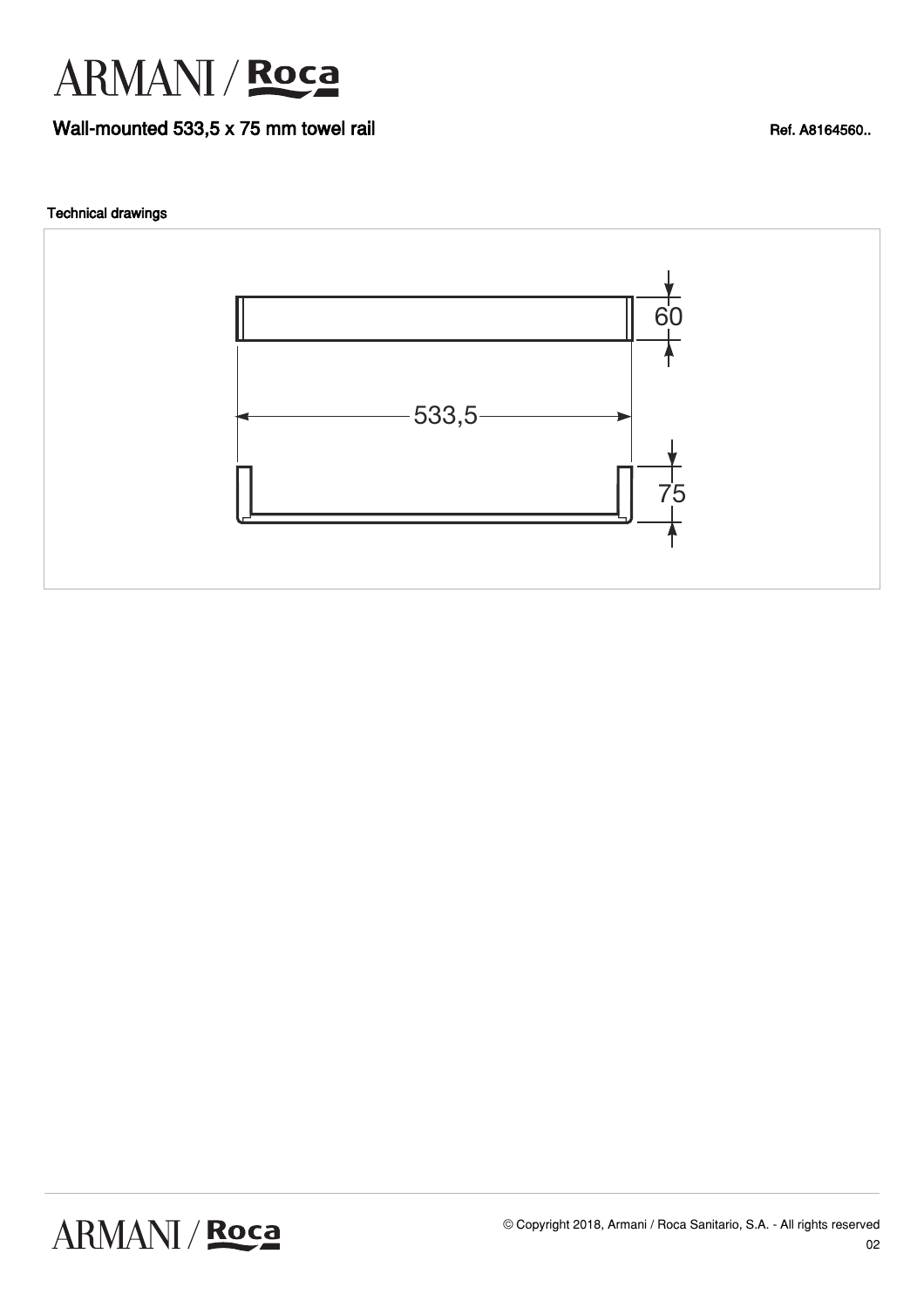# ARMANI / Roca

## Wall-mounted 533,5 x 75 mm towel rail

Ref. A8164560..

### Technical drawings

60

533,5

75

© Copyright 2018, Armani / Roca Sanitario, S.A. - All rights reserved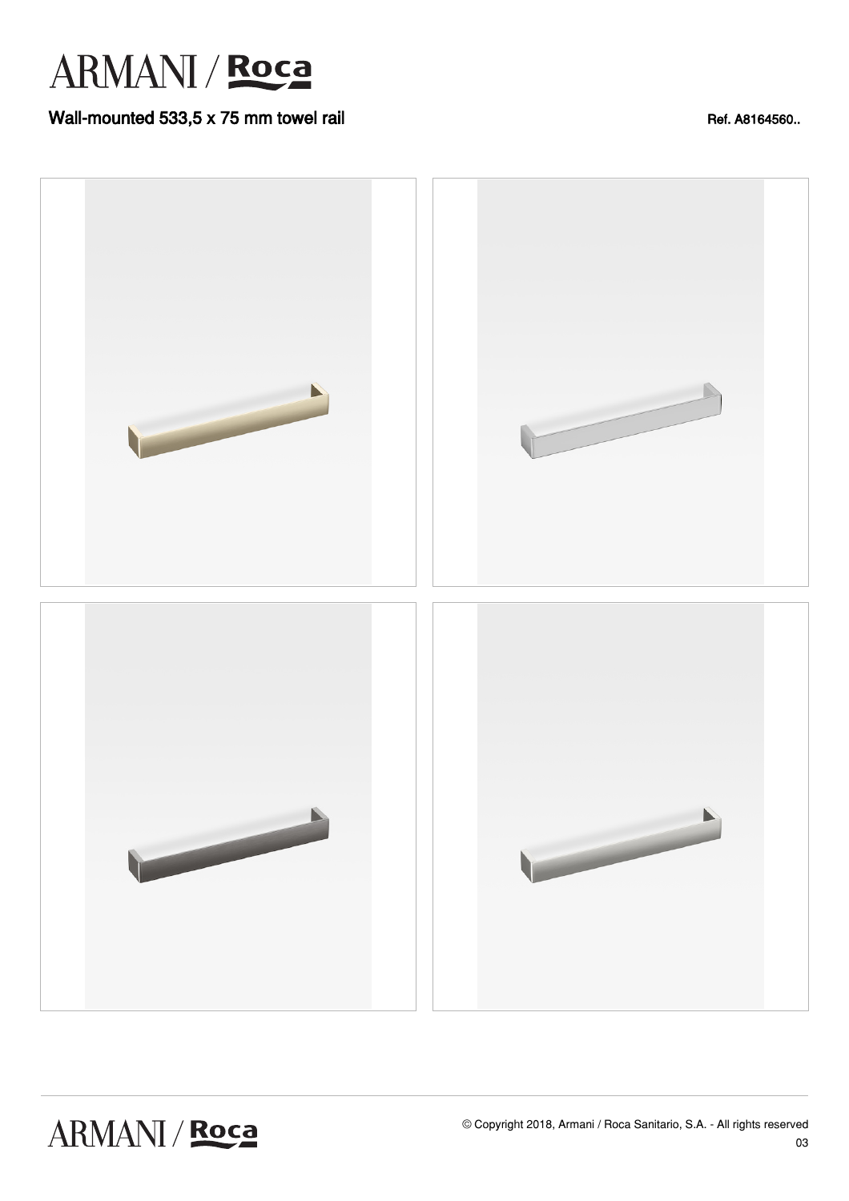# ARMANI / Roca

Wall-mounted 533,5 x 75 mm towel rail

Ref. A8164560..

© Copyright 2018, Armani / Roca Sanitario, S.A. - All rights reserved